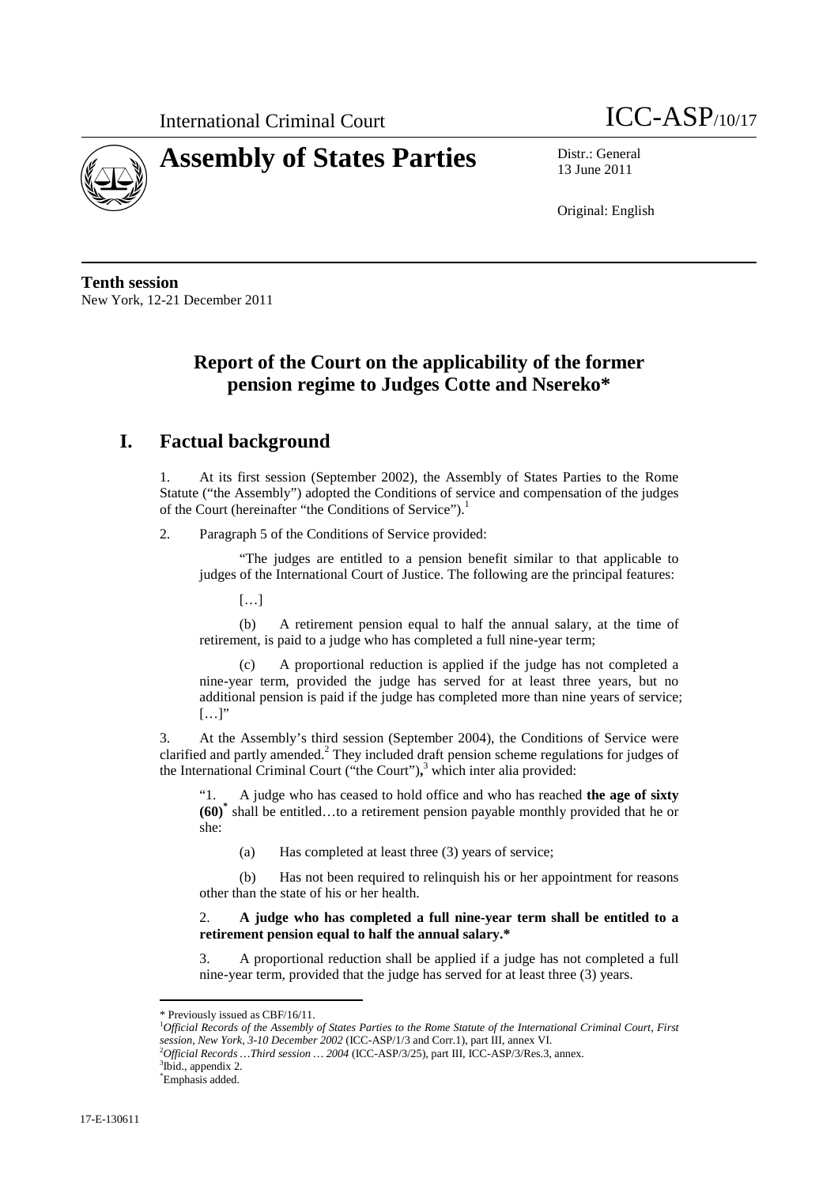International Criminal Court

ICC-ASP/10/17

# Assembly of States Parties

Distr.: General
13 June 2011

Original: English

**Tenth session**
New York, 12-21 December 2011

## Report of the Court on the applicability of the former pension regime to Judges Cotte and Nsereko*

## I. Factual background

1. At its first session (September 2002), the Assembly of States Parties to the Rome Statute ("the Assembly") adopted the Conditions of service and compensation of the judges of the Court (hereinafter "the Conditions of Service").[1]

2. Paragraph 5 of the Conditions of Service provided:

"The judges are entitled to a pension benefit similar to that applicable to judges of the International Court of Justice. The following are the principal features:

[…]

(b) A retirement pension equal to half the annual salary, at the time of retirement, is paid to a judge who has completed a full nine-year term;

(c) A proportional reduction is applied if the judge has not completed a nine-year term, provided the judge has served for at least three years, but no additional pension is paid if the judge has completed more than nine years of service; […]"

3. At the Assembly's third session (September 2004), the Conditions of Service were clarified and partly amended.[2] They included draft pension scheme regulations for judges of the International Criminal Court ("the Court"),[3] which inter alia provided:

"1. A judge who has ceased to hold office and who has reached **the age of sixty (60)**[*] shall be entitled…to a retirement pension payable monthly provided that he or she:

(a) Has completed at least three (3) years of service;

(b) Has not been required to relinquish his or her appointment for reasons other than the state of his or her health.

2. **A judge who has completed a full nine-year term shall be entitled to a retirement pension equal to half the annual salary.***

3. A proportional reduction shall be applied if a judge has not completed a full nine-year term, provided that the judge has served for at least three (3) years.

---

\* Previously issued as CBF/16/11.

[1] *Official Records of the Assembly of States Parties to the Rome Statute of the International Criminal Court, First session, New York, 3-10 December 2002* (ICC-ASP/1/3 and Corr.1), part III, annex VI.

[2] *Official Records …Third session … 2004* (ICC-ASP/3/25), part III, ICC-ASP/3/Res.3, annex.

[3] Ibid., appendix 2.

[*] Emphasis added.

17-E-130611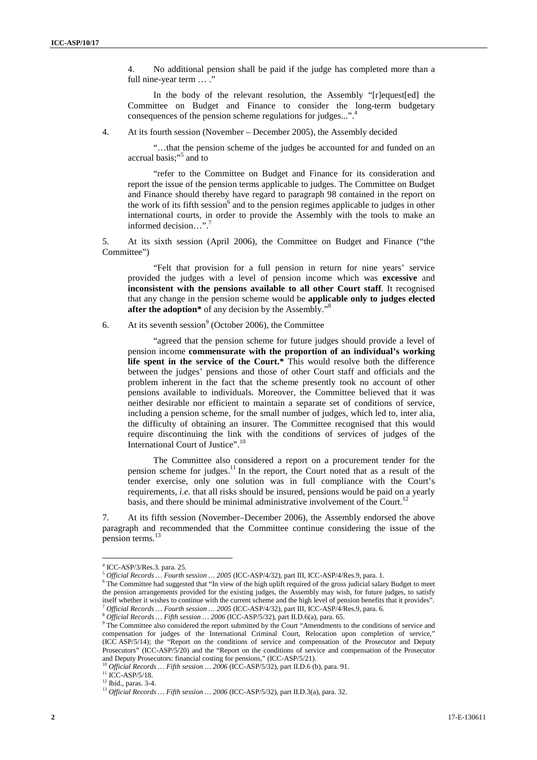4. No additional pension shall be paid if the judge has completed more than a full nine-year term … ."

In the body of the relevant resolution, the Assembly "[r]equest[ed] the Committee on Budget and Finance to consider the long-term budgetary consequences of the pension scheme regulations for judges...".[4]

4. At its fourth session (November – December 2005), the Assembly decided

"…that the pension scheme of the judges be accounted for and funded on an accrual basis;"[5] and to

"refer to the Committee on Budget and Finance for its consideration and report the issue of the pension terms applicable to judges. The Committee on Budget and Finance should thereby have regard to paragraph 98 contained in the report on the work of its fifth session[6] and to the pension regimes applicable to judges in other international courts, in order to provide the Assembly with the tools to make an informed decision…".[7]

5. At its sixth session (April 2006), the Committee on Budget and Finance ("the Committee")

"Felt that provision for a full pension in return for nine years' service provided the judges with a level of pension income which was **excessive** and **inconsistent with the pensions available to all other Court staff**. It recognised that any change in the pension scheme would be **applicable only to judges elected after the adoption*** of any decision by the Assembly."[8]

6. At its seventh session[9] (October 2006), the Committee

"agreed that the pension scheme for future judges should provide a level of pension income **commensurate with the proportion of an individual's working life spent in the service of the Court.*** This would resolve both the difference between the judges' pensions and those of other Court staff and officials and the problem inherent in the fact that the scheme presently took no account of other pensions available to individuals. Moreover, the Committee believed that it was neither desirable nor efficient to maintain a separate set of conditions of service, including a pension scheme, for the small number of judges, which led to, inter alia, the difficulty of obtaining an insurer. The Committee recognised that this would require discontinuing the link with the conditions of services of judges of the International Court of Justice".[10]

The Committee also considered a report on a procurement tender for the pension scheme for judges.[11] In the report, the Court noted that as a result of the tender exercise, only one solution was in full compliance with the Court's requirements, *i.e.* that all risks should be insured, pensions would be paid on a yearly basis, and there should be minimal administrative involvement of the Court.[12]

7. At its fifth session (November–December 2006), the Assembly endorsed the above paragraph and recommended that the Committee continue considering the issue of the pension terms.[13]

---

[4] ICC-ASP/3/Res.3. para. 25.

[5] *Official Records … Fourth session … 2005* (ICC-ASP/4/32), part III, ICC-ASP/4/Res.9, para. 1.

[6] The Committee had suggested that "In view of the high uplift required of the gross judicial salary Budget to meet the pension arrangements provided for the existing judges, the Assembly may wish, for future judges, to satisfy itself whether it wishes to continue with the current scheme and the high level of pension benefits that it provides".

[7] *Official Records … Fourth session … 2005* (ICC-ASP/4/32), part III, ICC-ASP/4/Res.9, para. 6.

[8] *Official Records … Fifth session … 2006* (ICC-ASP/5/32), part II.D.6(a), para. 65.

[9] The Committee also considered the report submitted by the Court "Amendments to the conditions of service and compensation for judges of the International Criminal Court, Relocation upon completion of service," (ICC ASP/5/14); the "Report on the conditions of service and compensation of the Prosecutor and Deputy Prosecutors" (ICC-ASP/5/20) and the "Report on the conditions of service and compensation of the Prosecutor and Deputy Prosecutors: financial costing for pensions," (ICC-ASP/5/21).

[10] *Official Records … Fifth session … 2006* (ICC-ASP/5/32), part II.D.6 (b), para. 91.

[11] ICC-ASP/5/18.

[12] Ibid., paras. 3-4.

[13] *Official Records … Fifth session … 2006* (ICC-ASP/5/32), part II.D.3(a), para. 32.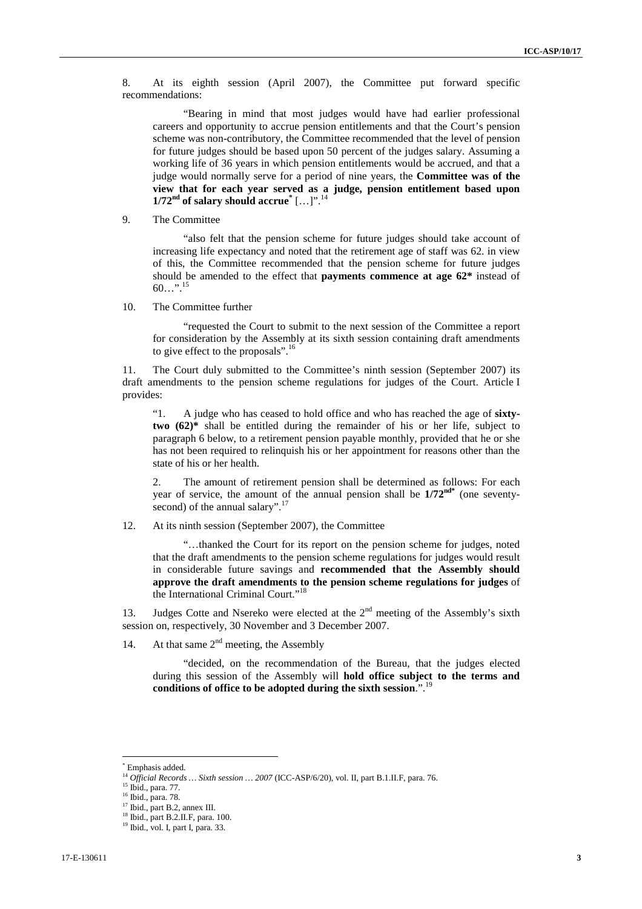8. At its eighth session (April 2007), the Committee put forward specific recommendations:

> "Bearing in mind that most judges would have had earlier professional careers and opportunity to accrue pension entitlements and that the Court's pension scheme was non-contributory, the Committee recommended that the level of pension for future judges should be based upon 50 percent of the judges salary. Assuming a working life of 36 years in which pension entitlements would be accrued, and that a judge would normally serve for a period of nine years, the **Committee was of the view that for each year served as a judge, pension entitlement based upon 1/72nd of salary should accrue*** […]".[14]

9. The Committee

> "also felt that the pension scheme for future judges should take account of increasing life expectancy and noted that the retirement age of staff was 62. in view of this, the Committee recommended that the pension scheme for future judges should be amended to the effect that **payments commence at age 62*** instead of 60…".[15]

10. The Committee further

> "requested the Court to submit to the next session of the Committee a report for consideration by the Assembly at its sixth session containing draft amendments to give effect to the proposals".[16]

11. The Court duly submitted to the Committee's ninth session (September 2007) its draft amendments to the pension scheme regulations for judges of the Court. Article I provides:

> "1. A judge who has ceased to hold office and who has reached the age of **sixty-two (62)*** shall be entitled during the remainder of his or her life, subject to paragraph 6 below, to a retirement pension payable monthly, provided that he or she has not been required to relinquish his or her appointment for reasons other than the state of his or her health.
>
> 2. The amount of retirement pension shall be determined as follows: For each year of service, the amount of the annual pension shall be **1/72nd*** (one seventy-second) of the annual salary".[17]

12. At its ninth session (September 2007), the Committee

> "…thanked the Court for its report on the pension scheme for judges, noted that the draft amendments to the pension scheme regulations for judges would result in considerable future savings and **recommended that the Assembly should approve the draft amendments to the pension scheme regulations for judges** of the International Criminal Court."[18]

13. Judges Cotte and Nsereko were elected at the 2nd meeting of the Assembly's sixth session on, respectively, 30 November and 3 December 2007.

14. At that same 2nd meeting, the Assembly

> "decided, on the recommendation of the Bureau, that the judges elected during this session of the Assembly will **hold office subject to the terms and conditions of office to be adopted during the sixth session**.".[19]

---

* Emphasis added.

[14] *Official Records … Sixth session … 2007* (ICC-ASP/6/20), vol. II, part B.1.II.F, para. 76.

[15] Ibid., para. 77.

[16] Ibid., para. 78.

[17] Ibid., part B.2, annex III.

[18] Ibid., part B.2.II.F, para. 100.

[19] Ibid., vol. I, part I, para. 33.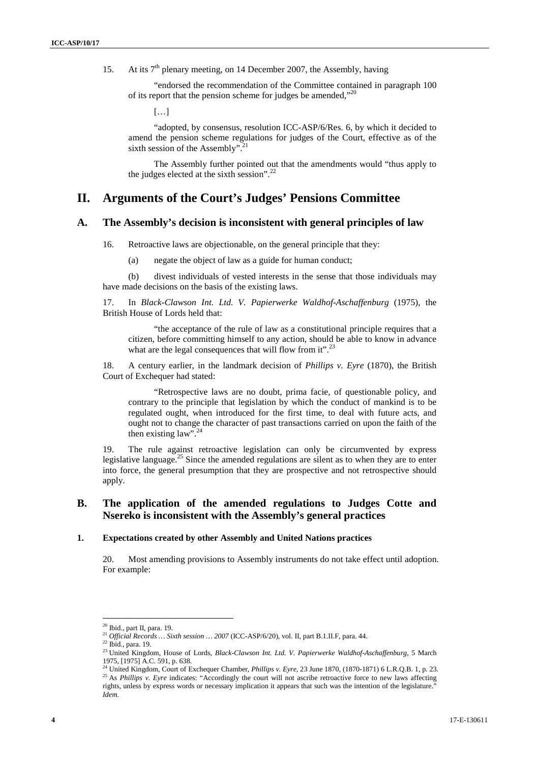15. At its 7th plenary meeting, on 14 December 2007, the Assembly, having

> "endorsed the recommendation of the Committee contained in paragraph 100 of its report that the pension scheme for judges be amended,"[20]
>
> […]
>
> "adopted, by consensus, resolution ICC-ASP/6/Res. 6, by which it decided to amend the pension scheme regulations for judges of the Court, effective as of the sixth session of the Assembly".[21]
>
> The Assembly further pointed out that the amendments would "thus apply to the judges elected at the sixth session".[22]

# II. Arguments of the Court's Judges' Pensions Committee

## A. The Assembly's decision is inconsistent with general principles of law

16. Retroactive laws are objectionable, on the general principle that they:

(a) negate the object of law as a guide for human conduct;

(b) divest individuals of vested interests in the sense that those individuals may have made decisions on the basis of the existing laws.

17. In *Black-Clawson Int. Ltd. V. Papierwerke Waldhof-Aschaffenburg* (1975), the British House of Lords held that:

> "the acceptance of the rule of law as a constitutional principle requires that a citizen, before committing himself to any action, should be able to know in advance what are the legal consequences that will flow from it".[23]

18. A century earlier, in the landmark decision of *Phillips v. Eyre* (1870), the British Court of Exchequer had stated:

> "Retrospective laws are no doubt, prima facie, of questionable policy, and contrary to the principle that legislation by which the conduct of mankind is to be regulated ought, when introduced for the first time, to deal with future acts, and ought not to change the character of past transactions carried on upon the faith of the then existing law".[24]

19. The rule against retroactive legislation can only be circumvented by express legislative language.[25] Since the amended regulations are silent as to when they are to enter into force, the general presumption that they are prospective and not retrospective should apply.

## B. The application of the amended regulations to Judges Cotte and Nsereko is inconsistent with the Assembly's general practices

### 1. Expectations created by other Assembly and United Nations practices

20. Most amending provisions to Assembly instruments do not take effect until adoption. For example:

---

[20] Ibid., part II, para. 19.

[21] *Official Records … Sixth session … 2007* (ICC-ASP/6/20), vol. II, part B.1.II.F, para. 44.

[22] Ibid., para. 19.

[23] United Kingdom, House of Lords, *Black-Clawson Int. Ltd. V. Papierwerke Waldhof-Aschaffenburg*, 5 March 1975, [1975] A.C. 591, p. 638.

[24] United Kingdom, Court of Exchequer Chamber, *Phillips v. Eyre*, 23 June 1870, (1870-1871) 6 L.R.Q.B. 1, p. 23.

[25] As *Phillips v. Eyre* indicates: "Accordingly the court will not ascribe retroactive force to new laws affecting rights, unless by express words or necessary implication it appears that such was the intention of the legislature." *Idem.*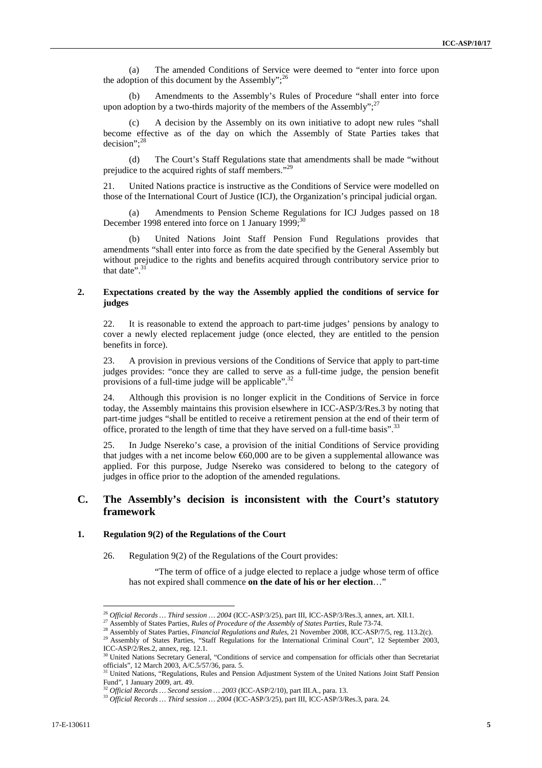(a) The amended Conditions of Service were deemed to "enter into force upon the adoption of this document by the Assembly";[26]

(b) Amendments to the Assembly's Rules of Procedure "shall enter into force upon adoption by a two-thirds majority of the members of the Assembly";[27]

(c) A decision by the Assembly on its own initiative to adopt new rules "shall become effective as of the day on which the Assembly of State Parties takes that decision";[28]

(d) The Court's Staff Regulations state that amendments shall be made "without prejudice to the acquired rights of staff members."[29]

21. United Nations practice is instructive as the Conditions of Service were modelled on those of the International Court of Justice (ICJ), the Organization's principal judicial organ.

(a) Amendments to Pension Scheme Regulations for ICJ Judges passed on 18 December 1998 entered into force on 1 January 1999;[30]

(b) United Nations Joint Staff Pension Fund Regulations provides that amendments "shall enter into force as from the date specified by the General Assembly but without prejudice to the rights and benefits acquired through contributory service prior to that date".[31]

### 2. Expectations created by the way the Assembly applied the conditions of service for judges

22. It is reasonable to extend the approach to part-time judges' pensions by analogy to cover a newly elected replacement judge (once elected, they are entitled to the pension benefits in force).

23. A provision in previous versions of the Conditions of Service that apply to part-time judges provides: "once they are called to serve as a full-time judge, the pension benefit provisions of a full-time judge will be applicable".[32]

24. Although this provision is no longer explicit in the Conditions of Service in force today, the Assembly maintains this provision elsewhere in ICC-ASP/3/Res.3 by noting that part-time judges "shall be entitled to receive a retirement pension at the end of their term of office, prorated to the length of time that they have served on a full-time basis".[33]

25. In Judge Nsereko's case, a provision of the initial Conditions of Service providing that judges with a net income below €60,000 are to be given a supplemental allowance was applied. For this purpose, Judge Nsereko was considered to belong to the category of judges in office prior to the adoption of the amended regulations.

## C. The Assembly's decision is inconsistent with the Court's statutory framework

### 1. Regulation 9(2) of the Regulations of the Court

26. Regulation 9(2) of the Regulations of the Court provides:

> "The term of office of a judge elected to replace a judge whose term of office has not expired shall commence **on the date of his or her election**…"

---

[26] *Official Records … Third session … 2004* (ICC-ASP/3/25), part III, ICC-ASP/3/Res.3, annex, art. XII.1.

[27] Assembly of States Parties, *Rules of Procedure of the Assembly of States Parties*, Rule 73-74.

[28] Assembly of States Parties, *Financial Regulations and Rules*, 21 November 2008, ICC-ASP/7/5, reg. 113.2(c).

[29] Assembly of States Parties, "Staff Regulations for the International Criminal Court", 12 September 2003, ICC-ASP/2/Res.2, annex, reg. 12.1.

[30] United Nations Secretary General, "Conditions of service and compensation for officials other than Secretariat officials", 12 March 2003, A/C.5/57/36, para. 5.

[31] United Nations, "Regulations, Rules and Pension Adjustment System of the United Nations Joint Staff Pension Fund", 1 January 2009, art. 49.

[32] *Official Records … Second session … 2003* (ICC-ASP/2/10), part III.A., para. 13.

[33] *Official Records … Third session … 2004* (ICC-ASP/3/25), part III, ICC-ASP/3/Res.3, para. 24.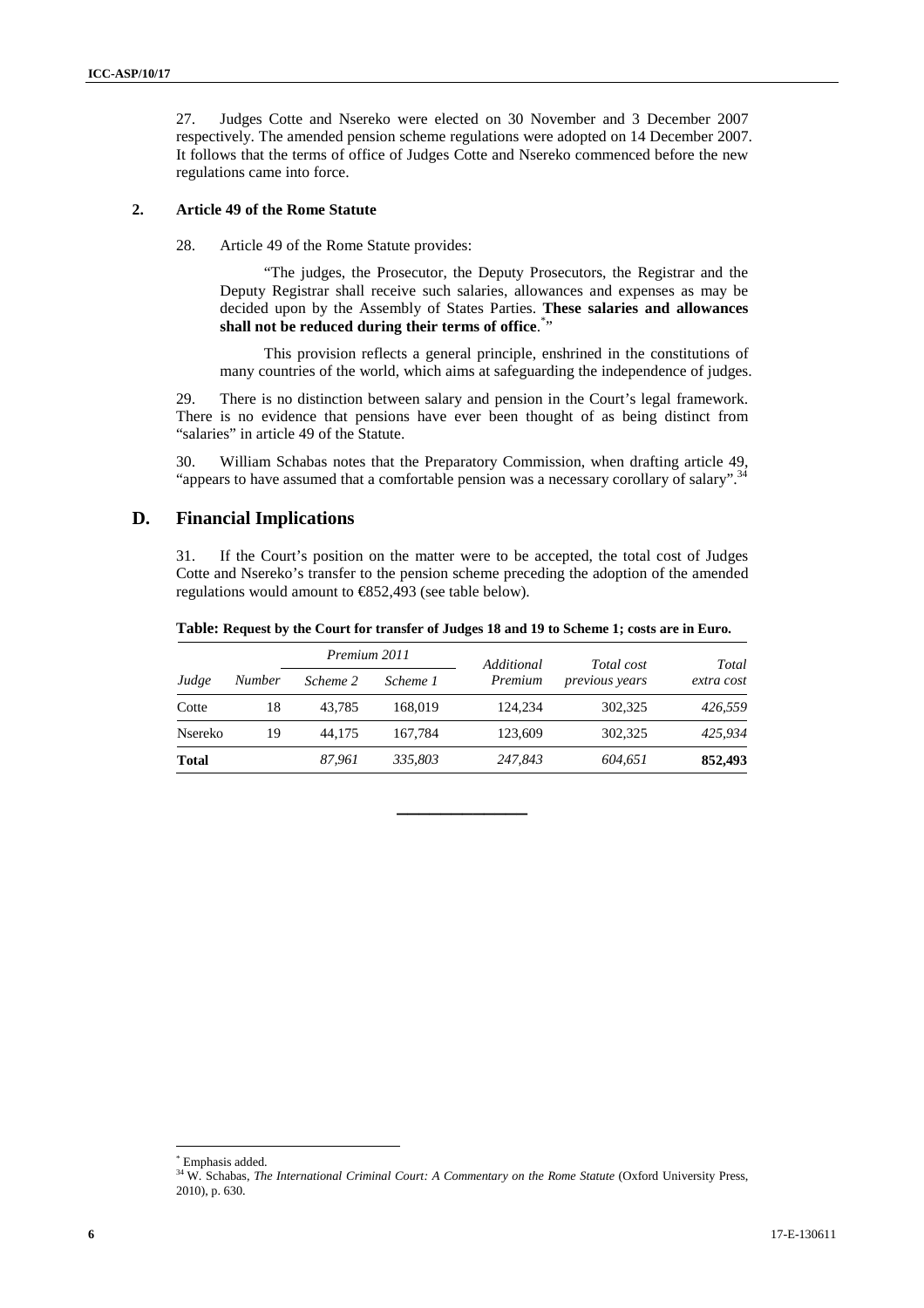27. Judges Cotte and Nsereko were elected on 30 November and 3 December 2007 respectively. The amended pension scheme regulations were adopted on 14 December 2007. It follows that the terms of office of Judges Cotte and Nsereko commenced before the new regulations came into force.

### 2. Article 49 of the Rome Statute

28. Article 49 of the Rome Statute provides:

> "The judges, the Prosecutor, the Deputy Prosecutors, the Registrar and the Deputy Registrar shall receive such salaries, allowances and expenses as may be decided upon by the Assembly of States Parties. **These salaries and allowances shall not be reduced during their terms of office**.[*]"
>
> This provision reflects a general principle, enshrined in the constitutions of many countries of the world, which aims at safeguarding the independence of judges.

29. There is no distinction between salary and pension in the Court's legal framework. There is no evidence that pensions have ever been thought of as being distinct from "salaries" in article 49 of the Statute.

30. William Schabas notes that the Preparatory Commission, when drafting article 49, "appears to have assumed that a comfortable pension was a necessary corollary of salary".[34]

## D. Financial Implications

31. If the Court's position on the matter were to be accepted, the total cost of Judges Cotte and Nsereko's transfer to the pension scheme preceding the adoption of the amended regulations would amount to €852,493 (see table below).

**Table: Request by the Court for transfer of Judges 18 and 19 to Scheme 1; costs are in Euro.**

| *Judge* | *Number* | *Premium 2011* | | *Additional Premium* | *Total cost previous years* | *Total extra cost* |
|---|---|---|---|---|---|---|
| | | *Scheme 2* | *Scheme 1* | | | |
| Cotte | 18 | 43,785 | 168,019 | 124,234 | 302,325 | *426,559* |
| Nsereko | 19 | 44,175 | 167,784 | 123,609 | 302,325 | *425,934* |
| **Total** | | *87,961* | *335,803* | *247,843* | *604,651* | **852,493** |

---

[*] Emphasis added.

[34] W. Schabas, *The International Criminal Court: A Commentary on the Rome Statute* (Oxford University Press, 2010), p. 630.